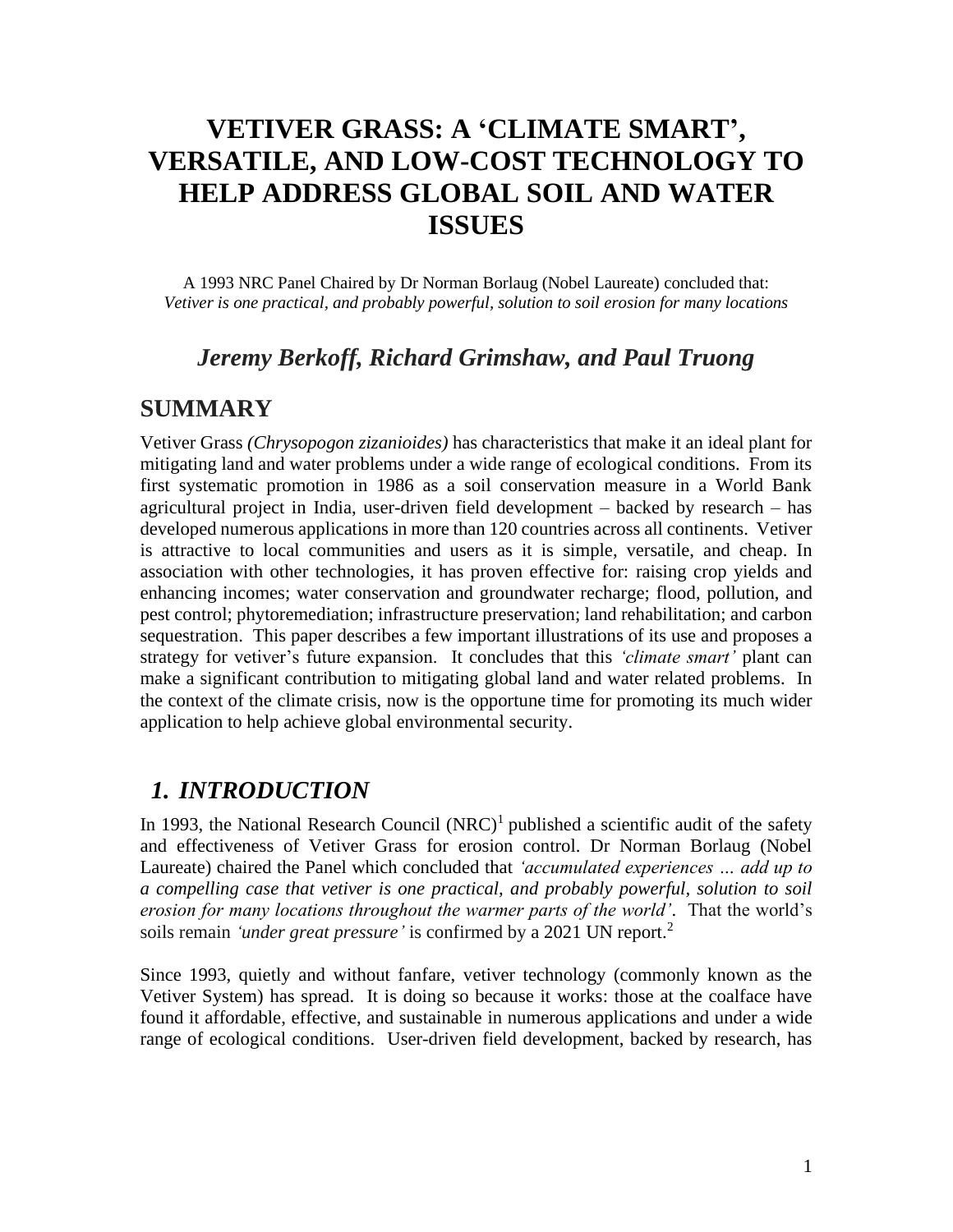# VETIVER GRASS: A 'CLIMATE SMART', VERSATILE, AND LOW-COST TECHNOLOGY TO HELP ADDRESS GLOBAL SOIL AND WATER ISSUES

A 1993 NRC Panel Chaired by Dr Norman Borlaug (Nobel Laureate) concluded that:
*Vetiver is one practical, and probably powerful, solution to soil erosion for many locations*

### *Jeremy Berkoff, Richard Grimshaw, and Paul Truong*

## SUMMARY

Vetiver Grass *(Chrysopogon zizanioides)* has characteristics that make it an ideal plant for mitigating land and water problems under a wide range of ecological conditions. From its first systematic promotion in 1986 as a soil conservation measure in a World Bank agricultural project in India, user-driven field development – backed by research – has developed numerous applications in more than 120 countries across all continents. Vetiver is attractive to local communities and users as it is simple, versatile, and cheap. In association with other technologies, it has proven effective for: raising crop yields and enhancing incomes; water conservation and groundwater recharge; flood, pollution, and pest control; phytoremediation; infrastructure preservation; land rehabilitation; and carbon sequestration. This paper describes a few important illustrations of its use and proposes a strategy for vetiver's future expansion. It concludes that this *'climate smart'* plant can make a significant contribution to mitigating global land and water related problems. In the context of the climate crisis, now is the opportune time for promoting its much wider application to help achieve global environmental security.

## *1. INTRODUCTION*

In 1993, the National Research Council (NRC)[1] published a scientific audit of the safety and effectiveness of Vetiver Grass for erosion control. Dr Norman Borlaug (Nobel Laureate) chaired the Panel which concluded that *'accumulated experiences … add up to a compelling case that vetiver is one practical, and probably powerful, solution to soil erosion for many locations throughout the warmer parts of the world'*. That the world's soils remain *'under great pressure'* is confirmed by a 2021 UN report.[2]

Since 1993, quietly and without fanfare, vetiver technology (commonly known as the Vetiver System) has spread. It is doing so because it works: those at the coalface have found it affordable, effective, and sustainable in numerous applications and under a wide range of ecological conditions. User-driven field development, backed by research, has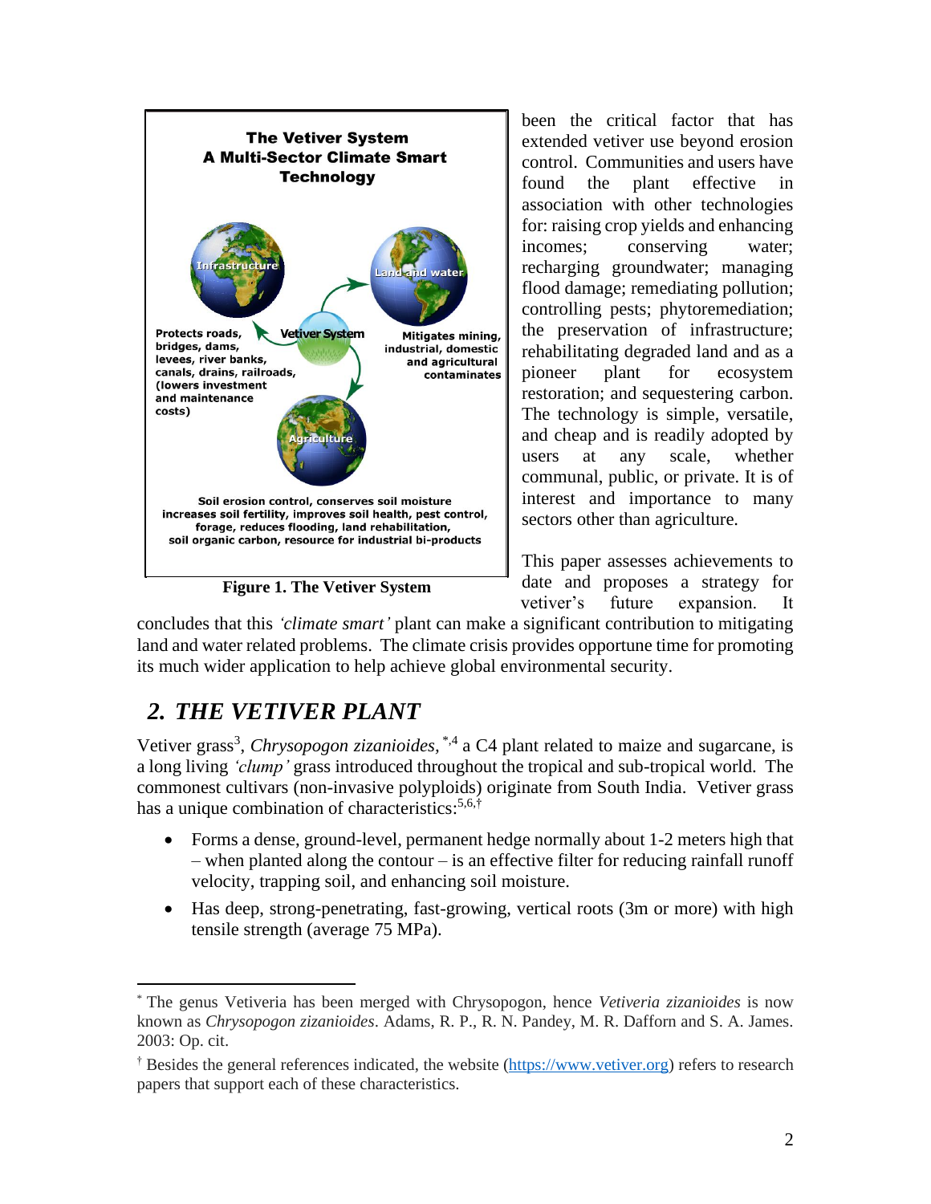The Vetiver System
A Multi-Sector Climate Smart Technology

Infrastructure

Land and water

Vetiver System

Agriculture

Protects roads, bridges, dams, levees, river banks, canals, drains, railroads, (lowers investment and maintenance costs)

Mitigates mining, industrial, domestic and agricultural contaminates

Soil erosion control, conserves soil moisture increases soil fertility, improves soil health, pest control, forage, reduces flooding, land rehabilitation, soil organic carbon, resource for industrial bi-products

**Figure 1. The Vetiver System**

been the critical factor that has extended vetiver use beyond erosion control. Communities and users have found the plant effective in association with other technologies for: raising crop yields and enhancing incomes; conserving water; recharging groundwater; managing flood damage; remediating pollution; controlling pests; phytoremediation; the preservation of infrastructure; rehabilitating degraded land and as a pioneer plant for ecosystem restoration; and sequestering carbon. The technology is simple, versatile, and cheap and is readily adopted by users at any scale, whether communal, public, or private. It is of interest and importance to many sectors other than agriculture.

This paper assesses achievements to date and proposes a strategy for vetiver's future expansion. It concludes that this *'climate smart'* plant can make a significant contribution to mitigating land and water related problems. The climate crisis provides opportune time for promoting its much wider application to help achieve global environmental security.

## 2. THE VETIVER PLANT

Vetiver grass[3], *Chrysopogon zizanioides*,[*,4] a C4 plant related to maize and sugarcane, is a long living *'clump'* grass introduced throughout the tropical and sub-tropical world. The commonest cultivars (non-invasive polyploids) originate from South India. Vetiver grass has a unique combination of characteristics:[5,6,†]

- Forms a dense, ground-level, permanent hedge normally about 1-2 meters high that – when planted along the contour – is an effective filter for reducing rainfall runoff velocity, trapping soil, and enhancing soil moisture.
- Has deep, strong-penetrating, fast-growing, vertical roots (3m or more) with high tensile strength (average 75 MPa).

[*] The genus Vetiveria has been merged with Chrysopogon, hence *Vetiveria zizanioides* is now known as *Chrysopogon zizanioides*. Adams, R. P., R. N. Pandey, M. R. Dafforn and S. A. James. 2003: Op. cit.

[†] Besides the general references indicated, the website (https://www.vetiver.org) refers to research papers that support each of these characteristics.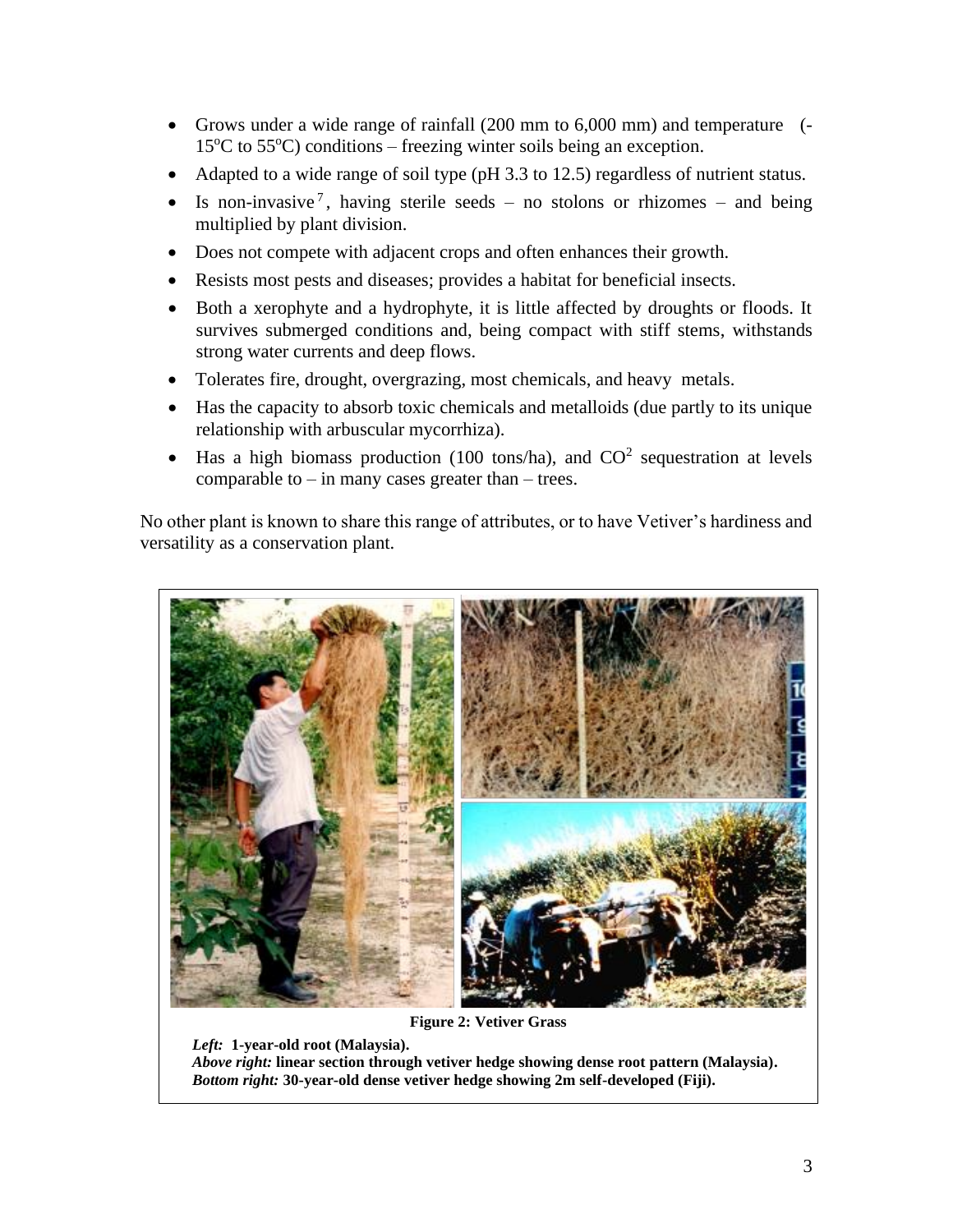- Grows under a wide range of rainfall (200 mm to 6,000 mm) and temperature (-15°C to 55°C) conditions – freezing winter soils being an exception.
- Adapted to a wide range of soil type (pH 3.3 to 12.5) regardless of nutrient status.
- Is non-invasive[7], having sterile seeds – no stolons or rhizomes – and being multiplied by plant division.
- Does not compete with adjacent crops and often enhances their growth.
- Resists most pests and diseases; provides a habitat for beneficial insects.
- Both a xerophyte and a hydrophyte, it is little affected by droughts or floods. It survives submerged conditions and, being compact with stiff stems, withstands strong water currents and deep flows.
- Tolerates fire, drought, overgrazing, most chemicals, and heavy metals.
- Has the capacity to absorb toxic chemicals and metalloids (due partly to its unique relationship with arbuscular mycorrhiza).
- Has a high biomass production (100 tons/ha), and $CO^2$ sequestration at levels comparable to – in many cases greater than – trees.

No other plant is known to share this range of attributes, or to have Vetiver's hardiness and versatility as a conservation plant.

**Figure 2: Vetiver Grass**

***Left:*** **1-year-old root (Malaysia).**
***Above right:*** **linear section through vetiver hedge showing dense root pattern (Malaysia).**
***Bottom right:*** **30-year-old dense vetiver hedge showing 2m self-developed (Fiji).**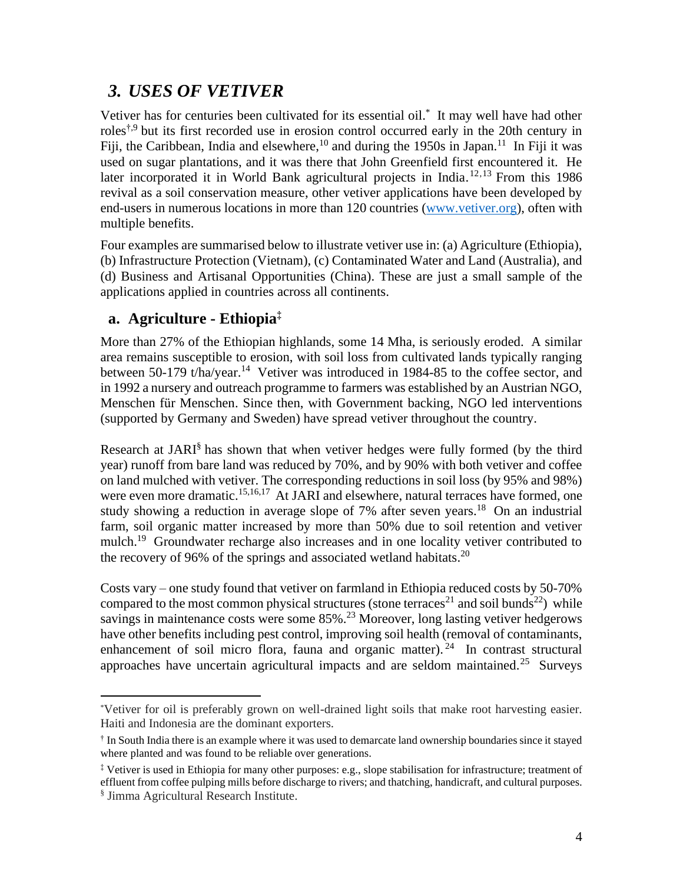## *3. USES OF VETIVER*

Vetiver has for centuries been cultivated for its essential oil.[*] It may well have had other roles[†,9] but its first recorded use in erosion control occurred early in the 20th century in Fiji, the Caribbean, India and elsewhere,[10] and during the 1950s in Japan.[11] In Fiji it was used on sugar plantations, and it was there that John Greenfield first encountered it. He later incorporated it in World Bank agricultural projects in India.[12,13] From this 1986 revival as a soil conservation measure, other vetiver applications have been developed by end-users in numerous locations in more than 120 countries (www.vetiver.org), often with multiple benefits.

Four examples are summarised below to illustrate vetiver use in: (a) Agriculture (Ethiopia), (b) Infrastructure Protection (Vietnam), (c) Contaminated Water and Land (Australia), and (d) Business and Artisanal Opportunities (China). These are just a small sample of the applications applied in countries across all continents.

### a. Agriculture - Ethiopia[‡]

More than 27% of the Ethiopian highlands, some 14 Mha, is seriously eroded. A similar area remains susceptible to erosion, with soil loss from cultivated lands typically ranging between 50-179 t/ha/year.[14] Vetiver was introduced in 1984-85 to the coffee sector, and in 1992 a nursery and outreach programme to farmers was established by an Austrian NGO, Menschen für Menschen. Since then, with Government backing, NGO led interventions (supported by Germany and Sweden) have spread vetiver throughout the country.

Research at JARI[§] has shown that when vetiver hedges were fully formed (by the third year) runoff from bare land was reduced by 70%, and by 90% with both vetiver and coffee on land mulched with vetiver. The corresponding reductions in soil loss (by 95% and 98%) were even more dramatic.[15,16,17] At JARI and elsewhere, natural terraces have formed, one study showing a reduction in average slope of 7% after seven years.[18] On an industrial farm, soil organic matter increased by more than 50% due to soil retention and vetiver mulch.[19] Groundwater recharge also increases and in one locality vetiver contributed to the recovery of 96% of the springs and associated wetland habitats.[20]

Costs vary – one study found that vetiver on farmland in Ethiopia reduced costs by 50-70% compared to the most common physical structures (stone terraces[21] and soil bunds[22]) while savings in maintenance costs were some 85%.[23] Moreover, long lasting vetiver hedgerows have other benefits including pest control, improving soil health (removal of contaminants, enhancement of soil micro flora, fauna and organic matter).[24] In contrast structural approaches have uncertain agricultural impacts and are seldom maintained.[25] Surveys

---

[*] Vetiver for oil is preferably grown on well-drained light soils that make root harvesting easier. Haiti and Indonesia are the dominant exporters.

[†] In South India there is an example where it was used to demarcate land ownership boundaries since it stayed where planted and was found to be reliable over generations.

[‡] Vetiver is used in Ethiopia for many other purposes: e.g., slope stabilisation for infrastructure; treatment of effluent from coffee pulping mills before discharge to rivers; and thatching, handicraft, and cultural purposes.

[§] Jimma Agricultural Research Institute.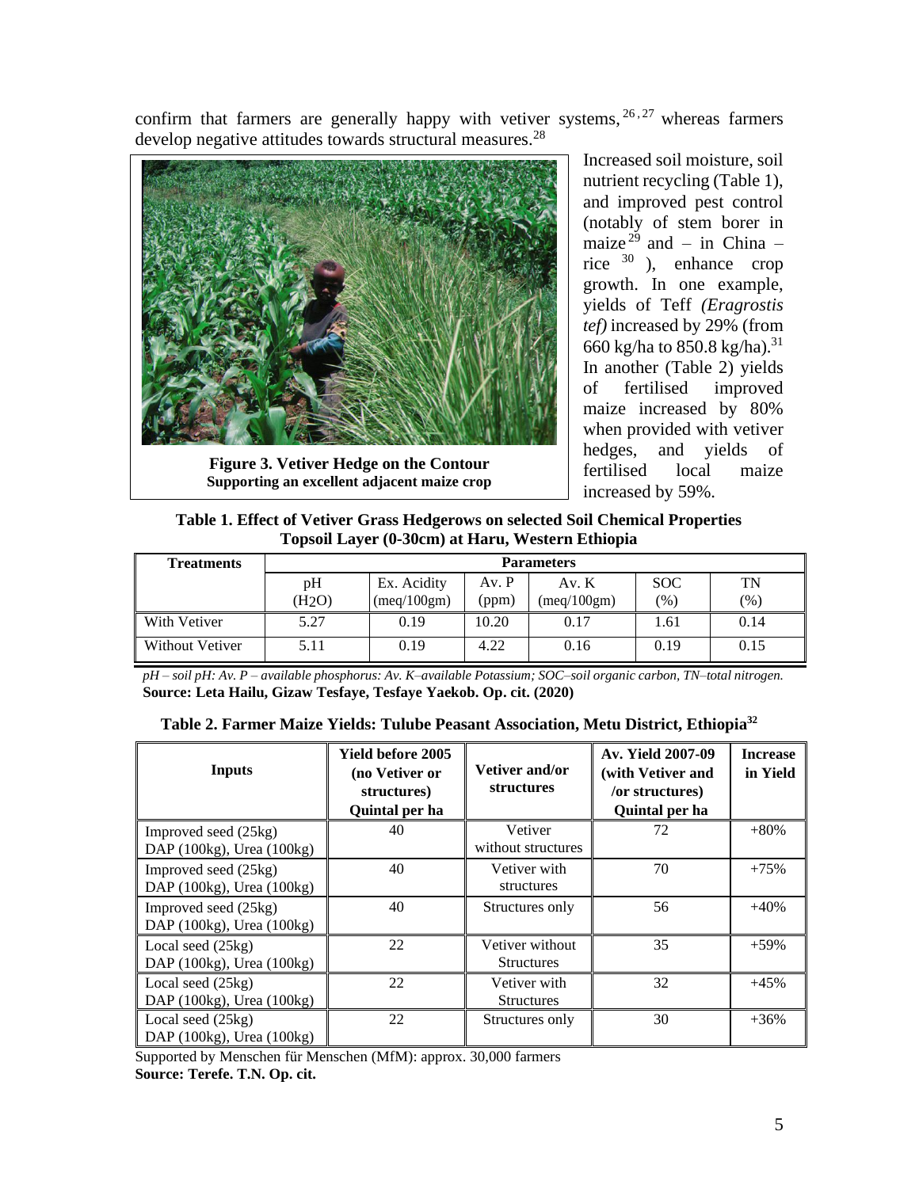confirm that farmers are generally happy with vetiver systems,[26,27] whereas farmers develop negative attitudes towards structural measures.[28]

**Figure 3. Vetiver Hedge on the Contour Supporting an excellent adjacent maize crop**

Increased soil moisture, soil nutrient recycling (Table 1), and improved pest control (notably of stem borer in maize[29] and – in China – rice[30]), enhance crop growth. In one example, yields of Teff *(Eragrostis tef)* increased by 29% (from 660 kg/ha to 850.8 kg/ha).[31] In another (Table 2) yields of fertilised improved maize increased by 80% when provided with vetiver hedges, and yields of fertilised local maize increased by 59%.

**Table 1. Effect of Vetiver Grass Hedgerows on selected Soil Chemical Properties Topsoil Layer (0-30cm) at Haru, Western Ethiopia**

| Treatments | Parameters | | | | | |
|---|---|---|---|---|---|---|
| | pH ($H_2O$) | Ex. Acidity (meq/100gm) | Av. P (ppm) | Av. K (meq/100gm) | SOC (%) | TN (%) |
| With Vetiver | 5.27 | 0.19 | 10.20 | 0.17 | 1.61 | 0.14 |
| Without Vetiver | 5.11 | 0.19 | 4.22 | 0.16 | 0.19 | 0.15 |

*pH – soil pH: Av. P – available phosphorus: Av. K–available Potassium; SOC–soil organic carbon, TN–total nitrogen.*
**Source: Leta Hailu, Gizaw Tesfaye, Tesfaye Yaekob. Op. cit. (2020)**

**Table 2. Farmer Maize Yields: Tulube Peasant Association, Metu District, Ethiopia[32]**

| Inputs | Yield before 2005 (no Vetiver or structures) Quintal per ha | Vetiver and/or structures | Av. Yield 2007-09 (with Vetiver and /or structures) Quintal per ha | Increase in Yield |
|---|---|---|---|---|
| Improved seed (25kg) DAP (100kg), Urea (100kg) | 40 | Vetiver without structures | 72 | +80% |
| Improved seed (25kg) DAP (100kg), Urea (100kg) | 40 | Vetiver with structures | 70 | +75% |
| Improved seed (25kg) DAP (100kg), Urea (100kg) | 40 | Structures only | 56 | +40% |
| Local seed (25kg) DAP (100kg), Urea (100kg) | 22 | Vetiver without Structures | 35 | +59% |
| Local seed (25kg) DAP (100kg), Urea (100kg) | 22 | Vetiver with Structures | 32 | +45% |
| Local seed (25kg) DAP (100kg), Urea (100kg) | 22 | Structures only | 30 | +36% |

Supported by Menschen für Menschen (MfM): approx. 30,000 farmers
**Source: Terefe. T.N. Op. cit.**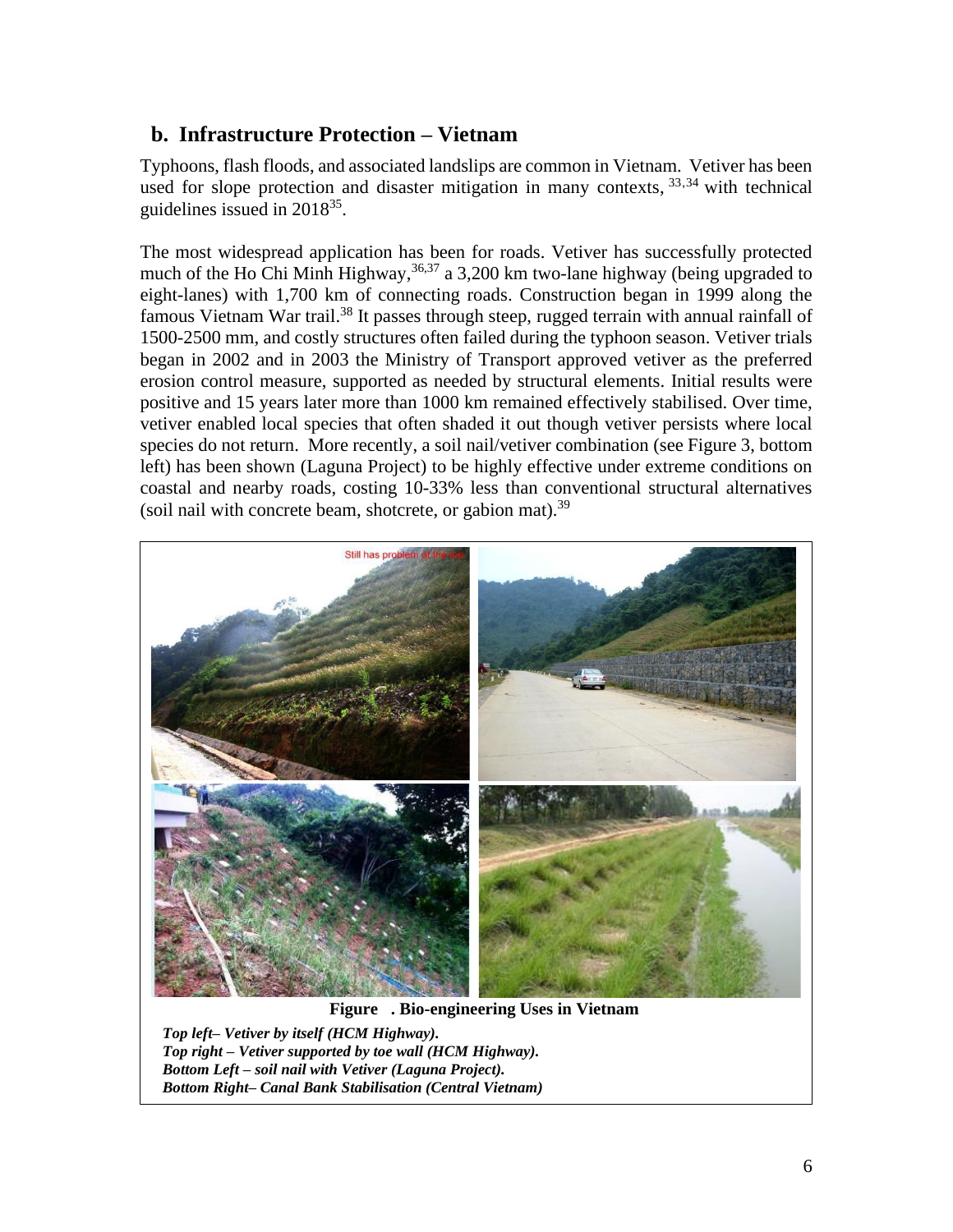## b. Infrastructure Protection – Vietnam

Typhoons, flash floods, and associated landslips are common in Vietnam. Vetiver has been used for slope protection and disaster mitigation in many contexts, [33,34] with technical guidelines issued in 2018[35].

The most widespread application has been for roads. Vetiver has successfully protected much of the Ho Chi Minh Highway,[36,37] a 3,200 km two-lane highway (being upgraded to eight-lanes) with 1,700 km of connecting roads. Construction began in 1999 along the famous Vietnam War trail.[38] It passes through steep, rugged terrain with annual rainfall of 1500-2500 mm, and costly structures often failed during the typhoon season. Vetiver trials began in 2002 and in 2003 the Ministry of Transport approved vetiver as the preferred erosion control measure, supported as needed by structural elements. Initial results were positive and 15 years later more than 1000 km remained effectively stabilised. Over time, vetiver enabled local species that often shaded it out though vetiver persists where local species do not return. More recently, a soil nail/vetiver combination (see Figure 3, bottom left) has been shown (Laguna Project) to be highly effective under extreme conditions on coastal and nearby roads, costing 10-33% less than conventional structural alternatives (soil nail with concrete beam, shotcrete, or gabion mat).[39]

**Figure . Bio-engineering Uses in Vietnam**

***Top left– Vetiver by itself (HCM Highway).***
***Top right – Vetiver supported by toe wall (HCM Highway).***
***Bottom Left – soil nail with Vetiver (Laguna Project).***
***Bottom Right– Canal Bank Stabilisation (Central Vietnam)***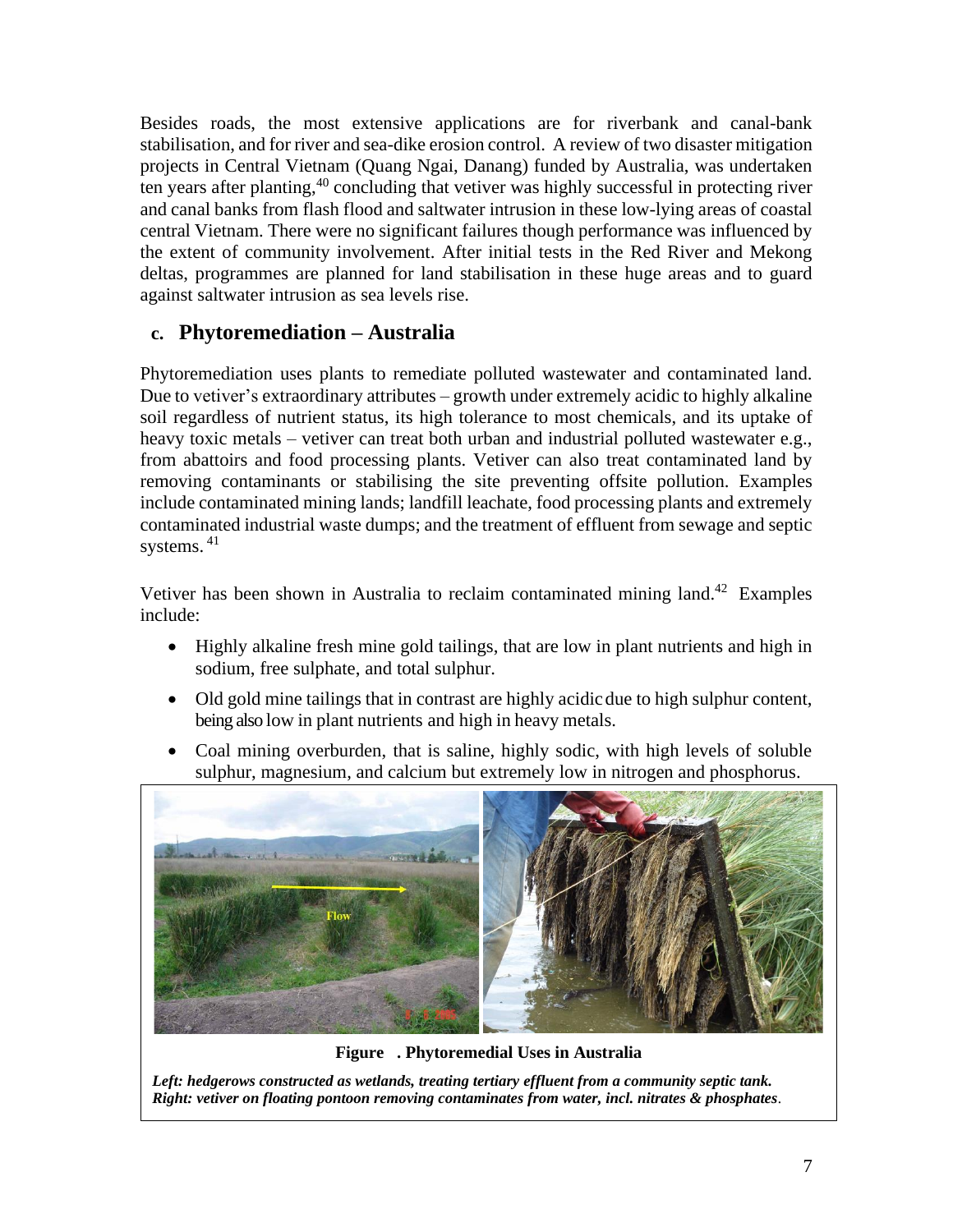Besides roads, the most extensive applications are for riverbank and canal-bank stabilisation, and for river and sea-dike erosion control. A review of two disaster mitigation projects in Central Vietnam (Quang Ngai, Danang) funded by Australia, was undertaken ten years after planting,[40] concluding that vetiver was highly successful in protecting river and canal banks from flash flood and saltwater intrusion in these low-lying areas of coastal central Vietnam. There were no significant failures though performance was influenced by the extent of community involvement. After initial tests in the Red River and Mekong deltas, programmes are planned for land stabilisation in these huge areas and to guard against saltwater intrusion as sea levels rise.

### c. Phytoremediation – Australia

Phytoremediation uses plants to remediate polluted wastewater and contaminated land. Due to vetiver's extraordinary attributes – growth under extremely acidic to highly alkaline soil regardless of nutrient status, its high tolerance to most chemicals, and its uptake of heavy toxic metals – vetiver can treat both urban and industrial polluted wastewater e.g., from abattoirs and food processing plants. Vetiver can also treat contaminated land by removing contaminants or stabilising the site preventing offsite pollution. Examples include contaminated mining lands; landfill leachate, food processing plants and extremely contaminated industrial waste dumps; and the treatment of effluent from sewage and septic systems. [41]

Vetiver has been shown in Australia to reclaim contaminated mining land.[42] Examples include:

- Highly alkaline fresh mine gold tailings, that are low in plant nutrients and high in sodium, free sulphate, and total sulphur.
- Old gold mine tailings that in contrast are highly acidic due to high sulphur content, being also low in plant nutrients and high in heavy metals.
- Coal mining overburden, that is saline, highly sodic, with high levels of soluble sulphur, magnesium, and calcium but extremely low in nitrogen and phosphorus.

**Figure . Phytoremedial Uses in Australia**

***Left: hedgerows constructed as wetlands, treating tertiary effluent from a community septic tank. Right: vetiver on floating pontoon removing contaminates from water, incl. nitrates & phosphates.***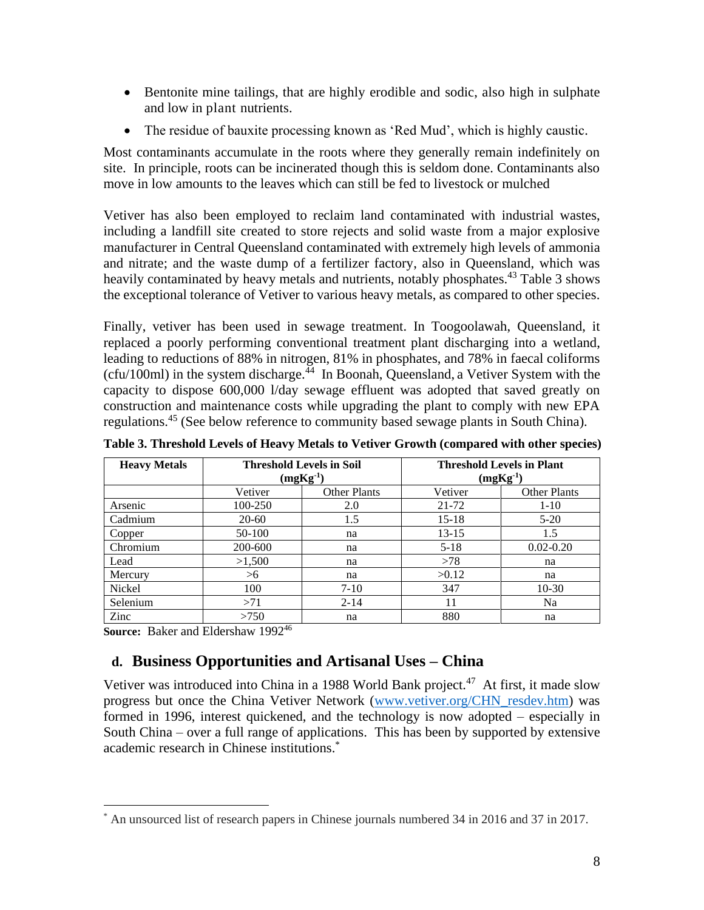- Bentonite mine tailings, that are highly erodible and sodic, also high in sulphate and low in plant nutrients.
- The residue of bauxite processing known as 'Red Mud', which is highly caustic.

Most contaminants accumulate in the roots where they generally remain indefinitely on site. In principle, roots can be incinerated though this is seldom done. Contaminants also move in low amounts to the leaves which can still be fed to livestock or mulched

Vetiver has also been employed to reclaim land contaminated with industrial wastes, including a landfill site created to store rejects and solid waste from a major explosive manufacturer in Central Queensland contaminated with extremely high levels of ammonia and nitrate; and the waste dump of a fertilizer factory, also in Queensland, which was heavily contaminated by heavy metals and nutrients, notably phosphates.[43] Table 3 shows the exceptional tolerance of Vetiver to various heavy metals, as compared to other species.

Finally, vetiver has been used in sewage treatment. In Toogoolawah, Queensland, it replaced a poorly performing conventional treatment plant discharging into a wetland, leading to reductions of 88% in nitrogen, 81% in phosphates, and 78% in faecal coliforms (cfu/100ml) in the system discharge.[44] In Boonah, Queensland, a Vetiver System with the capacity to dispose 600,000 l/day sewage effluent was adopted that saved greatly on construction and maintenance costs while upgrading the plant to comply with new EPA regulations.[45] (See below reference to community based sewage plants in South China).

**Table 3. Threshold Levels of Heavy Metals to Vetiver Growth (compared with other species)**

| Heavy Metals | Threshold Levels in Soil ($mgKg^{-1}$) | | Threshold Levels in Plant ($mgKg^{-1}$) | |
|---|---|---|---|---|
| | Vetiver | Other Plants | Vetiver | Other Plants |
| Arsenic | 100-250 | 2.0 | 21-72 | 1-10 |
| Cadmium | 20-60 | 1.5 | 15-18 | 5-20 |
| Copper | 50-100 | na | 13-15 | 1.5 |
| Chromium | 200-600 | na | 5-18 | 0.02-0.20 |
| Lead | >1,500 | na | >78 | na |
| Mercury | >6 | na | >0.12 | na |
| Nickel | 100 | 7-10 | 347 | 10-30 |
| Selenium | >71 | 2-14 | 11 | Na |
| Zinc | >750 | na | 880 | na |

**Source:** Baker and Eldershaw 1992[46]

## d. Business Opportunities and Artisanal Uses – China

Vetiver was introduced into China in a 1988 World Bank project.[47] At first, it made slow progress but once the China Vetiver Network (www.vetiver.org/CHN_resdev.htm) was formed in 1996, interest quickened, and the technology is now adopted – especially in South China – over a full range of applications. This has been by supported by extensive academic research in Chinese institutions.[*]

[*] An unsourced list of research papers in Chinese journals numbered 34 in 2016 and 37 in 2017.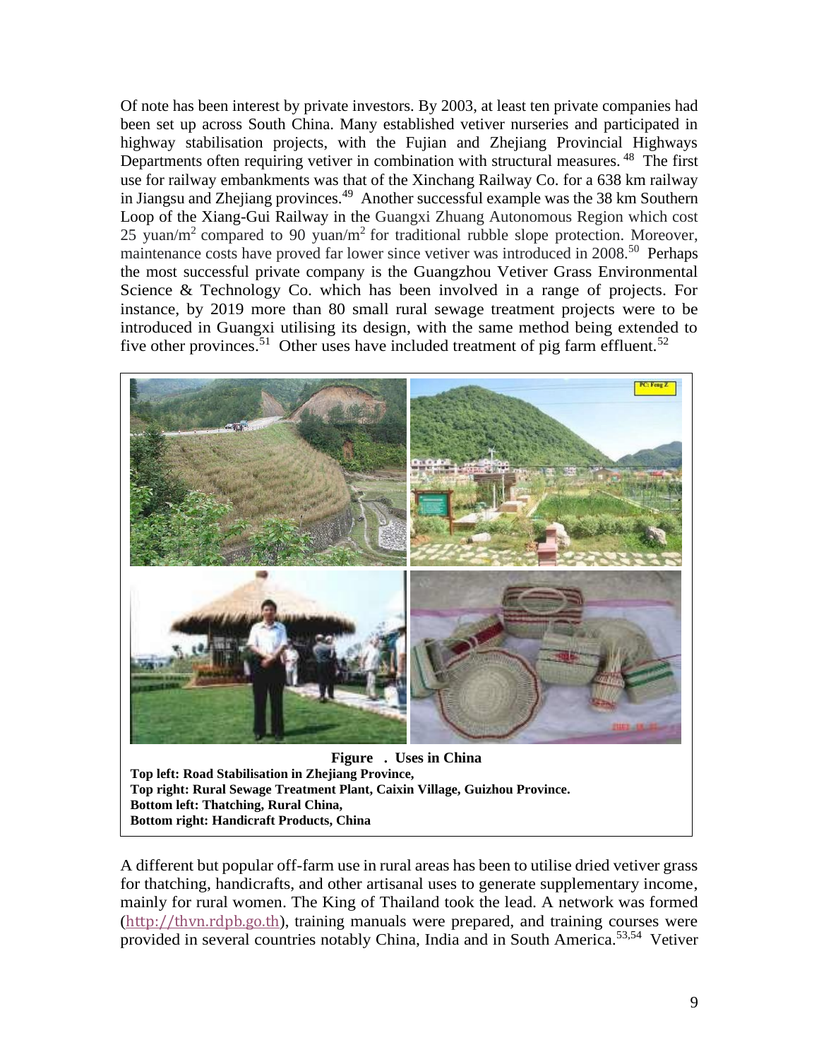Of note has been interest by private investors. By 2003, at least ten private companies had been set up across South China. Many established vetiver nurseries and participated in highway stabilisation projects, with the Fujian and Zhejiang Provincial Highways Departments often requiring vetiver in combination with structural measures.[48] The first use for railway embankments was that of the Xinchang Railway Co. for a 638 km railway in Jiangsu and Zhejiang provinces.[49] Another successful example was the 38 km Southern Loop of the Xiang-Gui Railway in the Guangxi Zhuang Autonomous Region which cost 25 yuan/$m^2$ compared to 90 yuan/$m^2$ for traditional rubble slope protection. Moreover, maintenance costs have proved far lower since vetiver was introduced in 2008.[50] Perhaps the most successful private company is the Guangzhou Vetiver Grass Environmental Science & Technology Co. which has been involved in a range of projects. For instance, by 2019 more than 80 small rural sewage treatment projects were to be introduced in Guangxi utilising its design, with the same method being extended to five other provinces.[51] Other uses have included treatment of pig farm effluent.[52]

**Figure . Uses in China**

**Top left: Road Stabilisation in Zhejiang Province,**
**Top right: Rural Sewage Treatment Plant, Caixin Village, Guizhou Province.**
**Bottom left: Thatching, Rural China,**
**Bottom right: Handicraft Products, China**

A different but popular off-farm use in rural areas has been to utilise dried vetiver grass for thatching, handicrafts, and other artisanal uses to generate supplementary income, mainly for rural women. The King of Thailand took the lead. A network was formed (http://thvn.rdpb.go.th), training manuals were prepared, and training courses were provided in several countries notably China, India and in South America.[53,54] Vetiver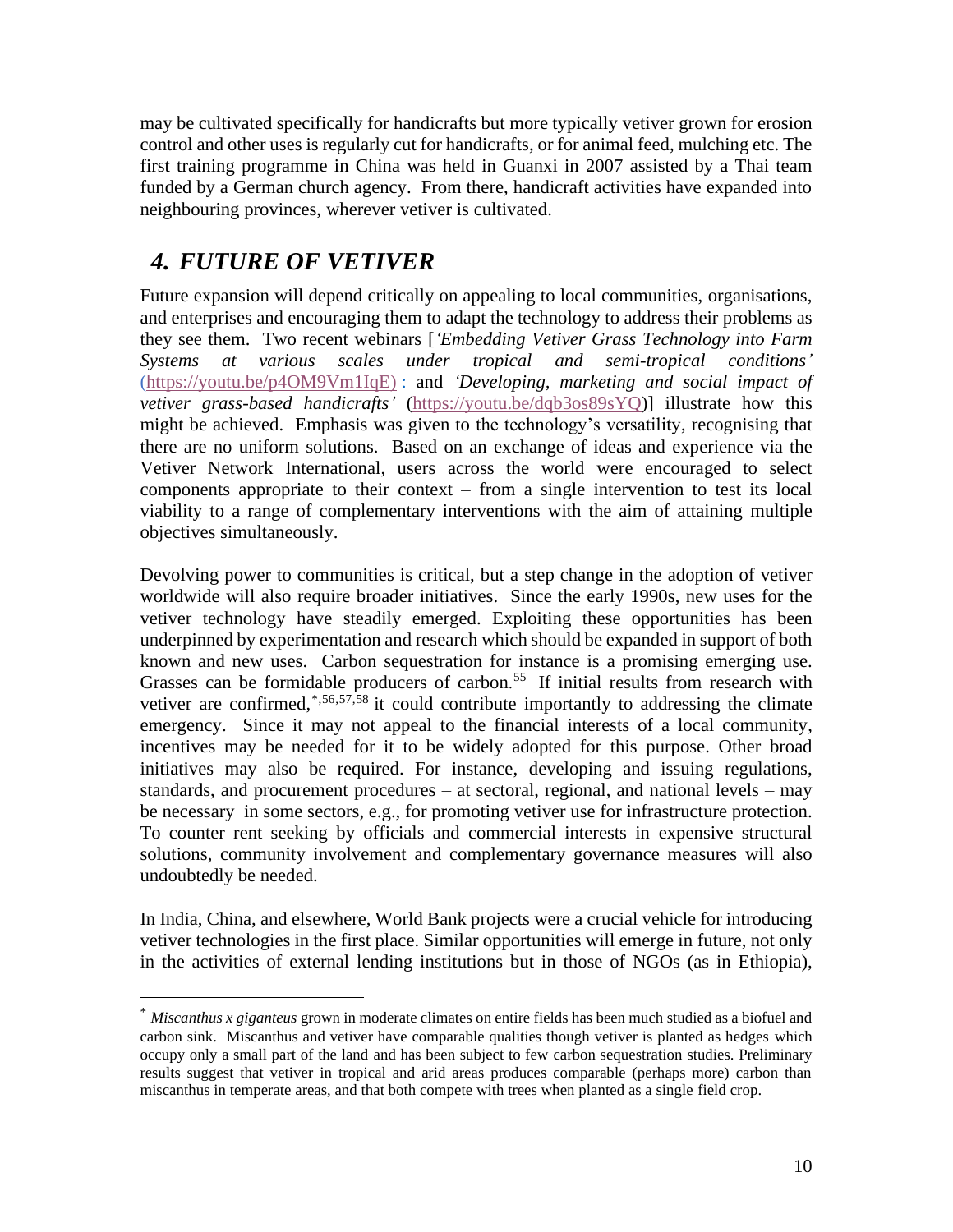may be cultivated specifically for handicrafts but more typically vetiver grown for erosion control and other uses is regularly cut for handicrafts, or for animal feed, mulching etc. The first training programme in China was held in Guanxi in 2007 assisted by a Thai team funded by a German church agency. From there, handicraft activities have expanded into neighbouring provinces, wherever vetiver is cultivated.

## 4. *FUTURE OF VETIVER*

Future expansion will depend critically on appealing to local communities, organisations, and enterprises and encouraging them to adapt the technology to address their problems as they see them. Two recent webinars [*'Embedding Vetiver Grass Technology into Farm Systems at various scales under tropical and semi-tropical conditions'* (https://youtu.be/p4OM9Vm1IqE) : and *'Developing, marketing and social impact of vetiver grass-based handicrafts'* (https://youtu.be/dqb3os89sYQ)] illustrate how this might be achieved. Emphasis was given to the technology's versatility, recognising that there are no uniform solutions. Based on an exchange of ideas and experience via the Vetiver Network International, users across the world were encouraged to select components appropriate to their context – from a single intervention to test its local viability to a range of complementary interventions with the aim of attaining multiple objectives simultaneously.

Devolving power to communities is critical, but a step change in the adoption of vetiver worldwide will also require broader initiatives. Since the early 1990s, new uses for the vetiver technology have steadily emerged. Exploiting these opportunities has been underpinned by experimentation and research which should be expanded in support of both known and new uses. Carbon sequestration for instance is a promising emerging use. Grasses can be formidable producers of carbon.[55] If initial results from research with vetiver are confirmed,[*,56,57,58] it could contribute importantly to addressing the climate emergency. Since it may not appeal to the financial interests of a local community, incentives may be needed for it to be widely adopted for this purpose. Other broad initiatives may also be required. For instance, developing and issuing regulations, standards, and procurement procedures – at sectoral, regional, and national levels – may be necessary in some sectors, e.g., for promoting vetiver use for infrastructure protection. To counter rent seeking by officials and commercial interests in expensive structural solutions, community involvement and complementary governance measures will also undoubtedly be needed.

In India, China, and elsewhere, World Bank projects were a crucial vehicle for introducing vetiver technologies in the first place. Similar opportunities will emerge in future, not only in the activities of external lending institutions but in those of NGOs (as in Ethiopia),

---

[*] *Miscanthus x giganteus* grown in moderate climates on entire fields has been much studied as a biofuel and carbon sink. Miscanthus and vetiver have comparable qualities though vetiver is planted as hedges which occupy only a small part of the land and has been subject to few carbon sequestration studies. Preliminary results suggest that vetiver in tropical and arid areas produces comparable (perhaps more) carbon than miscanthus in temperate areas, and that both compete with trees when planted as a single field crop.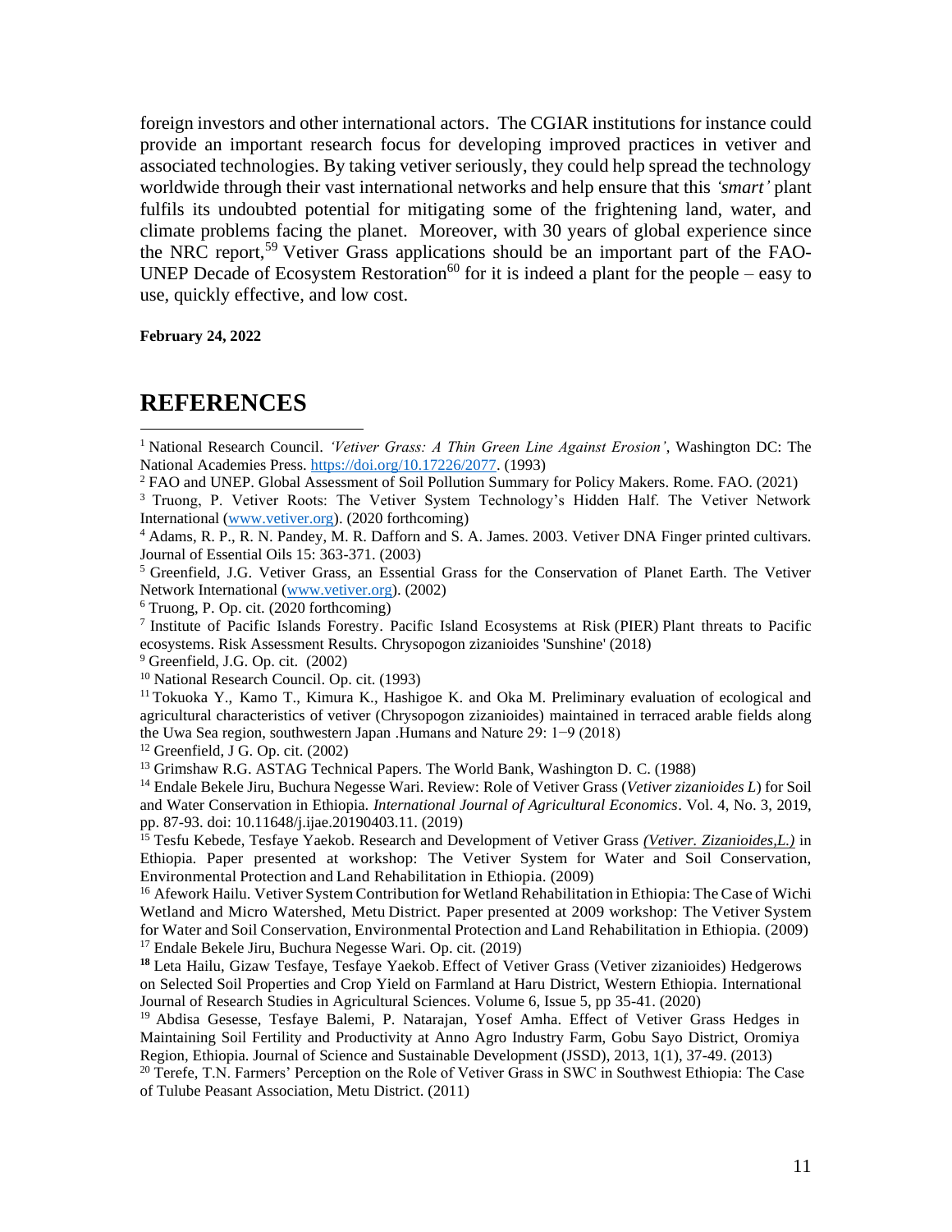foreign investors and other international actors. The CGIAR institutions for instance could provide an important research focus for developing improved practices in vetiver and associated technologies. By taking vetiver seriously, they could help spread the technology worldwide through their vast international networks and help ensure that this *'smart'* plant fulfils its undoubted potential for mitigating some of the frightening land, water, and climate problems facing the planet. Moreover, with 30 years of global experience since the NRC report,[59] Vetiver Grass applications should be an important part of the FAO-UNEP Decade of Ecosystem Restoration[60] for it is indeed a plant for the people – easy to use, quickly effective, and low cost.

**February 24, 2022**

## REFERENCES

[1] National Research Council. *'Vetiver Grass: A Thin Green Line Against Erosion'*, Washington DC: The National Academies Press. https://doi.org/10.17226/2077. (1993)

[2] FAO and UNEP. Global Assessment of Soil Pollution Summary for Policy Makers. Rome. FAO. (2021)

[3] Truong, P. Vetiver Roots: The Vetiver System Technology's Hidden Half. The Vetiver Network International (www.vetiver.org). (2020 forthcoming)

[4] Adams, R. P., R. N. Pandey, M. R. Dafforn and S. A. James. 2003. Vetiver DNA Finger printed cultivars. Journal of Essential Oils 15: 363-371. (2003)

[5] Greenfield, J.G. Vetiver Grass, an Essential Grass for the Conservation of Planet Earth. The Vetiver Network International (www.vetiver.org). (2002)

[6] Truong, P. Op. cit. (2020 forthcoming)

[7] Institute of Pacific Islands Forestry. Pacific Island Ecosystems at Risk (PIER) Plant threats to Pacific ecosystems. Risk Assessment Results. Chrysopogon zizanioides 'Sunshine' (2018)

[9] Greenfield, J.G. Op. cit. (2002)

[10] National Research Council. Op. cit. (1993)

[11] Tokuoka Y., Kamo T., Kimura K., Hashigoe K. and Oka M. Preliminary evaluation of ecological and agricultural characteristics of vetiver (Chrysopogon zizanioides) maintained in terraced arable fields along the Uwa Sea region, southwestern Japan .Humans and Nature 29: 1−9 (2018)

[12] Greenfield, J G. Op. cit. (2002)

[13] Grimshaw R.G. ASTAG Technical Papers. The World Bank, Washington D. C. (1988)

[14] Endale Bekele Jiru, Buchura Negesse Wari. Review: Role of Vetiver Grass (*Vetiver zizanioides L*) for Soil and Water Conservation in Ethiopia. *International Journal of Agricultural Economics*. Vol. 4, No. 3, 2019, pp. 87-93. doi: 10.11648/j.ijae.20190403.11. (2019)

[15] Tesfu Kebede, Tesfaye Yaekob. Research and Development of Vetiver Grass *(Vetiver. Zizanioides,L.)* in Ethiopia. Paper presented at workshop: The Vetiver System for Water and Soil Conservation, Environmental Protection and Land Rehabilitation in Ethiopia. (2009)

[16] Afework Hailu. Vetiver System Contribution for Wetland Rehabilitation in Ethiopia: The Case of Wichi Wetland and Micro Watershed, Metu District. Paper presented at 2009 workshop: The Vetiver System for Water and Soil Conservation, Environmental Protection and Land Rehabilitation in Ethiopia. (2009)

[17] Endale Bekele Jiru, Buchura Negesse Wari. Op. cit. (2019)

[18] Leta Hailu, Gizaw Tesfaye, Tesfaye Yaekob. Effect of Vetiver Grass (Vetiver zizanioides) Hedgerows on Selected Soil Properties and Crop Yield on Farmland at Haru District, Western Ethiopia. International Journal of Research Studies in Agricultural Sciences. Volume 6, Issue 5, pp 35-41. (2020)

[19] Abdisa Gesesse, Tesfaye Balemi, P. Natarajan, Yosef Amha. Effect of Vetiver Grass Hedges in Maintaining Soil Fertility and Productivity at Anno Agro Industry Farm, Gobu Sayo District, Oromiya Region, Ethiopia. Journal of Science and Sustainable Development (JSSD), 2013, 1(1), 37-49. (2013)

[20] Terefe, T.N. Farmers' Perception on the Role of Vetiver Grass in SWC in Southwest Ethiopia: The Case of Tulube Peasant Association, Metu District. (2011)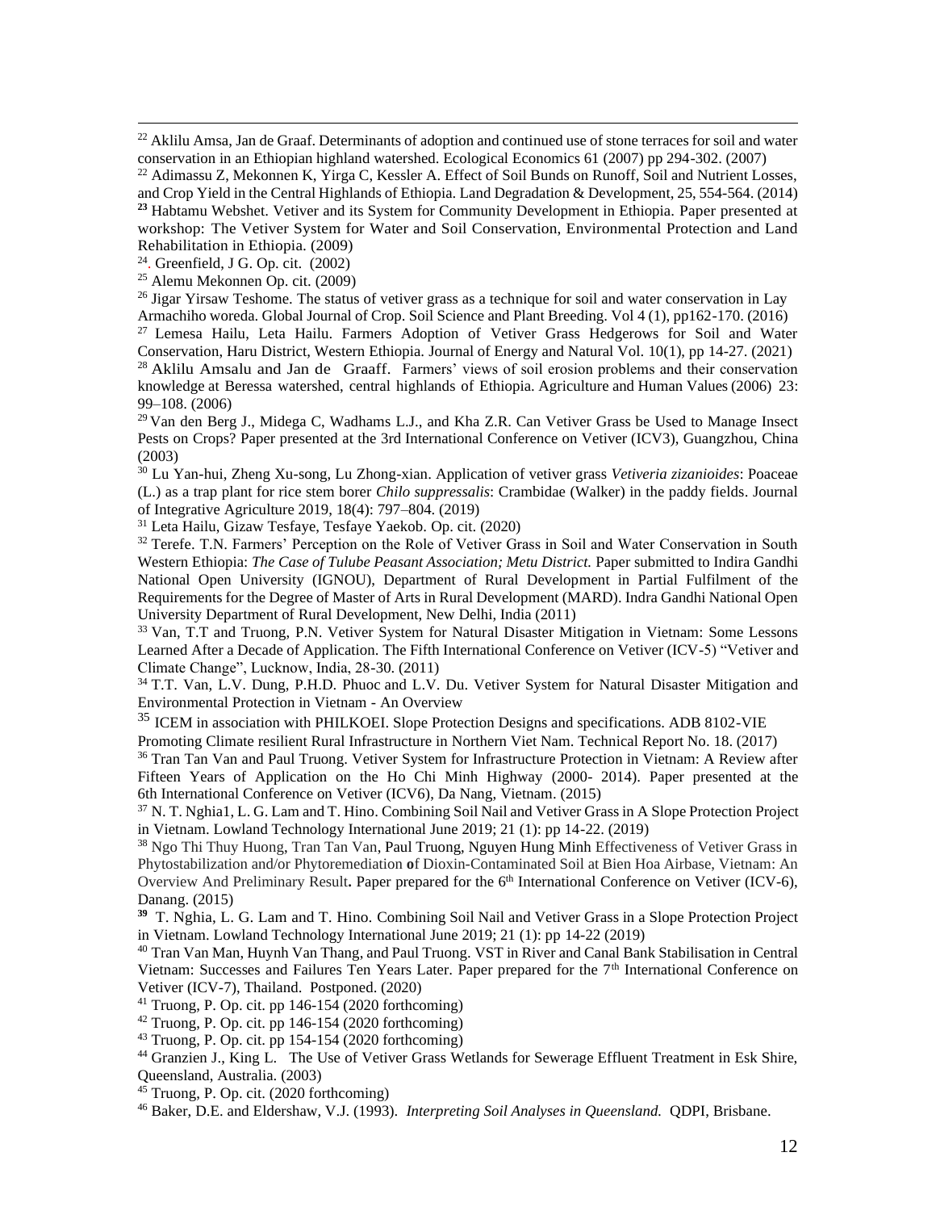[22] Aklilu Amsa, Jan de Graaf. Determinants of adoption and continued use of stone terraces for soil and water conservation in an Ethiopian highland watershed. Ecological Economics 61 (2007) pp 294-302. (2007)

[22] Adimassu Z, Mekonnen K, Yirga C, Kessler A. Effect of Soil Bunds on Runoff, Soil and Nutrient Losses, and Crop Yield in the Central Highlands of Ethiopia. Land Degradation & Development, 25, 554-564. (2014)

**[23]** Habtamu Webshet. Vetiver and its System for Community Development in Ethiopia. Paper presented at workshop: The Vetiver System for Water and Soil Conservation, Environmental Protection and Land Rehabilitation in Ethiopia. (2009)

[24]. Greenfield, J G. Op. cit. (2002)

[25] Alemu Mekonnen Op. cit. (2009)

[26] Jigar Yirsaw Teshome. The status of vetiver grass as a technique for soil and water conservation in Lay Armachiho woreda. Global Journal of Crop. Soil Science and Plant Breeding. Vol 4 (1), pp162-170. (2016)

[27] Lemesa Hailu, Leta Hailu. Farmers Adoption of Vetiver Grass Hedgerows for Soil and Water Conservation, Haru District, Western Ethiopia. Journal of Energy and Natural Vol. 10(1), pp 14-27. (2021)

[28] Aklilu Amsalu and Jan de Graaff. Farmers' views of soil erosion problems and their conservation knowledge at Beressa watershed, central highlands of Ethiopia. Agriculture and Human Values (2006) 23: 99–108. (2006)

[29] Van den Berg J., Midega C, Wadhams L.J., and Kha Z.R. Can Vetiver Grass be Used to Manage Insect Pests on Crops? Paper presented at the 3rd International Conference on Vetiver (ICV3), Guangzhou, China (2003)

[30] Lu Yan-hui, Zheng Xu-song, Lu Zhong-xian. Application of vetiver grass *Vetiveria zizanioides*: Poaceae (L.) as a trap plant for rice stem borer *Chilo suppressalis*: Crambidae (Walker) in the paddy fields. Journal of Integrative Agriculture 2019, 18(4): 797–804. (2019)

[31] Leta Hailu, Gizaw Tesfaye, Tesfaye Yaekob. Op. cit. (2020)

[32] Terefe. T.N. Farmers' Perception on the Role of Vetiver Grass in Soil and Water Conservation in South Western Ethiopia: *The Case of Tulube Peasant Association; Metu District.* Paper submitted to Indira Gandhi National Open University (IGNOU), Department of Rural Development in Partial Fulfilment of the Requirements for the Degree of Master of Arts in Rural Development (MARD). Indra Gandhi National Open University Department of Rural Development, New Delhi, India (2011)

[33] Van, T.T and Truong, P.N. Vetiver System for Natural Disaster Mitigation in Vietnam: Some Lessons Learned After a Decade of Application. The Fifth International Conference on Vetiver (ICV-5) "Vetiver and Climate Change", Lucknow, India, 28-30. (2011)

[34] T.T. Van, L.V. Dung, P.H.D. Phuoc and L.V. Du. Vetiver System for Natural Disaster Mitigation and Environmental Protection in Vietnam - An Overview

[35] ICEM in association with PHILKOEI. Slope Protection Designs and specifications. ADB 8102-VIE Promoting Climate resilient Rural Infrastructure in Northern Viet Nam. Technical Report No. 18. (2017)

[36] Tran Tan Van and Paul Truong. Vetiver System for Infrastructure Protection in Vietnam: A Review after Fifteen Years of Application on the Ho Chi Minh Highway (2000- 2014). Paper presented at the 6th International Conference on Vetiver (ICV6), Da Nang, Vietnam. (2015)

[37] N. T. Nghia1, L. G. Lam and T. Hino. Combining Soil Nail and Vetiver Grass in A Slope Protection Project in Vietnam. Lowland Technology International June 2019; 21 (1): pp 14-22. (2019)

[38] Ngo Thi Thuy Huong, Tran Tan Van, Paul Truong, Nguyen Hung Minh Effectiveness of Vetiver Grass in Phytostabilization and/or Phytoremediation **o**f Dioxin-Contaminated Soil at Bien Hoa Airbase, Vietnam: An Overview And Preliminary Result**.** Paper prepared for the 6th International Conference on Vetiver (ICV-6), Danang. (2015)

**[39]** T. Nghia, L. G. Lam and T. Hino. Combining Soil Nail and Vetiver Grass in a Slope Protection Project in Vietnam. Lowland Technology International June 2019; 21 (1): pp 14-22 (2019)

[40] Tran Van Man, Huynh Van Thang, and Paul Truong. VST in River and Canal Bank Stabilisation in Central Vietnam: Successes and Failures Ten Years Later. Paper prepared for the 7th International Conference on Vetiver (ICV-7), Thailand. Postponed. (2020)

[41] Truong, P. Op. cit. pp 146-154 (2020 forthcoming)

[42] Truong, P. Op. cit. pp 146-154 (2020 forthcoming)

[43] Truong, P. Op. cit. pp 154-154 (2020 forthcoming)

[44] Granzien J., King L. The Use of Vetiver Grass Wetlands for Sewerage Effluent Treatment in Esk Shire, Queensland, Australia. (2003)

[45] Truong, P. Op. cit. (2020 forthcoming)

[46] Baker, D.E. and Eldershaw, V.J. (1993). *Interpreting Soil Analyses in Queensland.* QDPI, Brisbane.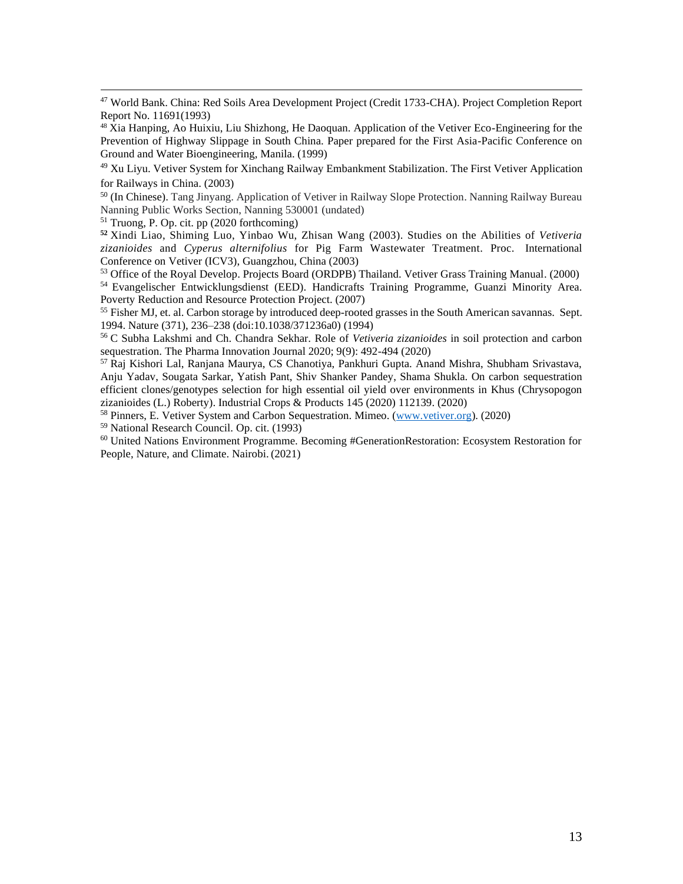[47] World Bank. China: Red Soils Area Development Project (Credit 1733-CHA). Project Completion Report Report No. 11691(1993)

[48] Xia Hanping, Ao Huixiu, Liu Shizhong, He Daoquan. Application of the Vetiver Eco-Engineering for the Prevention of Highway Slippage in South China. Paper prepared for the First Asia-Pacific Conference on Ground and Water Bioengineering, Manila. (1999)

[49] Xu Liyu. Vetiver System for Xinchang Railway Embankment Stabilization. The First Vetiver Application for Railways in China. (2003)

[50] (In Chinese). Tang Jinyang. Application of Vetiver in Railway Slope Protection. Nanning Railway Bureau Nanning Public Works Section, Nanning 530001 (undated)

[51] Truong, P. Op. cit. pp (2020 forthcoming)

[52] Xindi Liao, Shiming Luo, Yinbao Wu, Zhisan Wang (2003). Studies on the Abilities of *Vetiveria zizanioides* and *Cyperus alternifolius* for Pig Farm Wastewater Treatment. Proc. International Conference on Vetiver (ICV3), Guangzhou, China (2003)

[53] Office of the Royal Develop. Projects Board (ORDPB) Thailand. Vetiver Grass Training Manual. (2000)

[54] Evangelischer Entwicklungsdienst (EED). Handicrafts Training Programme, Guanzi Minority Area. Poverty Reduction and Resource Protection Project. (2007)

[55] Fisher MJ, et. al. Carbon storage by introduced deep-rooted grasses in the South American savannas. Sept. 1994. Nature (371), 236–238 (doi:10.1038/371236a0) (1994)

[56] C Subha Lakshmi and Ch. Chandra Sekhar. Role of *Vetiveria zizanioides* in soil protection and carbon sequestration. The Pharma Innovation Journal 2020; 9(9): 492-494 (2020)

[57] Raj Kishori Lal, Ranjana Maurya, CS Chanotiya, Pankhuri Gupta. Anand Mishra, Shubham Srivastava, Anju Yadav, Sougata Sarkar, Yatish Pant, Shiv Shanker Pandey, Shama Shukla. On carbon sequestration efficient clones/genotypes selection for high essential oil yield over environments in Khus (Chrysopogon zizanioides (L.) Roberty). Industrial Crops & Products 145 (2020) 112139. (2020)

[58] Pinners, E. Vetiver System and Carbon Sequestration. Mimeo. ([www.vetiver.org](www.vetiver.org)). (2020)

[59] National Research Council. Op. cit. (1993)

[60] United Nations Environment Programme. Becoming #GenerationRestoration: Ecosystem Restoration for People, Nature, and Climate. Nairobi. (2021)